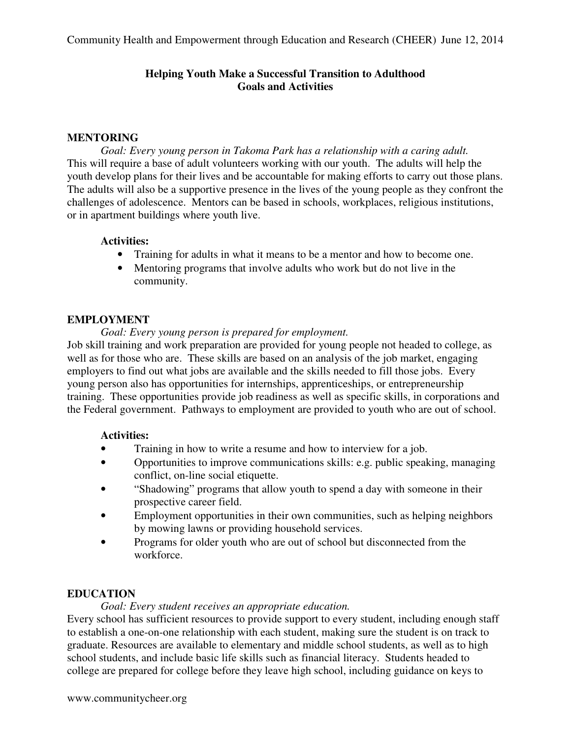# Helping Youth Make a Successful Transition to Adulthood
## Goals and Activities

### MENTORING

*Goal: Every young person in Takoma Park has a relationship with a caring adult.*

This will require a base of adult volunteers working with our youth. The adults will help the youth develop plans for their lives and be accountable for making efforts to carry out those plans. The adults will also be a supportive presence in the lives of the young people as they confront the challenges of adolescence. Mentors can be based in schools, workplaces, religious institutions, or in apartment buildings where youth live.

**Activities:**

- Training for adults in what it means to be a mentor and how to become one.
- Mentoring programs that involve adults who work but do not live in the community.

### EMPLOYMENT

*Goal: Every young person is prepared for employment.*

Job skill training and work preparation are provided for young people not headed to college, as well as for those who are. These skills are based on an analysis of the job market, engaging employers to find out what jobs are available and the skills needed to fill those jobs. Every young person also has opportunities for internships, apprenticeships, or entrepreneurship training. These opportunities provide job readiness as well as specific skills, in corporations and the Federal government. Pathways to employment are provided to youth who are out of school.

**Activities:**

- Training in how to write a resume and how to interview for a job.
- Opportunities to improve communications skills: e.g. public speaking, managing conflict, on-line social etiquette.
- "Shadowing" programs that allow youth to spend a day with someone in their prospective career field.
- Employment opportunities in their own communities, such as helping neighbors by mowing lawns or providing household services.
- Programs for older youth who are out of school but disconnected from the workforce.

### EDUCATION

*Goal: Every student receives an appropriate education.*

Every school has sufficient resources to provide support to every student, including enough staff to establish a one-on-one relationship with each student, making sure the student is on track to graduate. Resources are available to elementary and middle school students, as well as to high school students, and include basic life skills such as financial literacy. Students headed to college are prepared for college before they leave high school, including guidance on keys to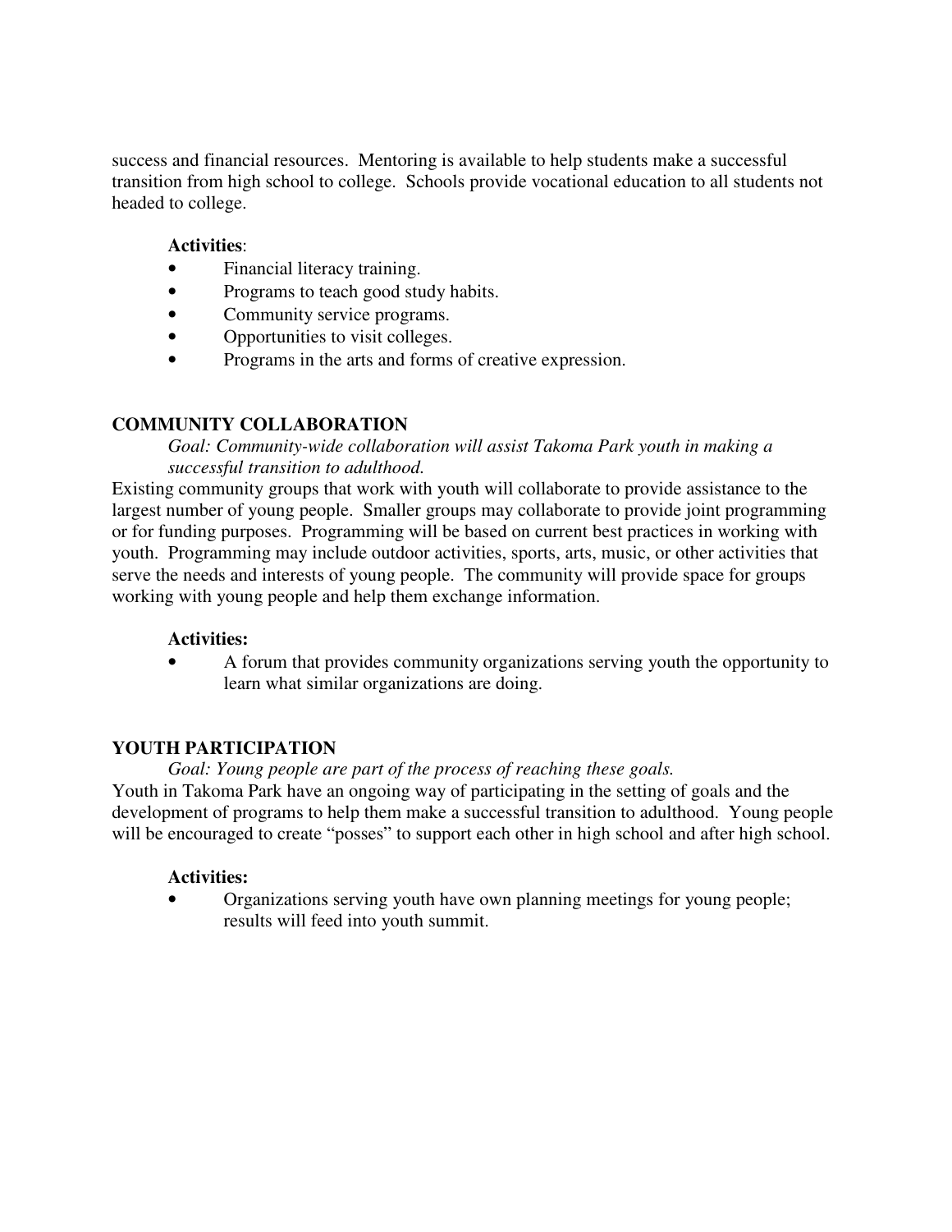success and financial resources. Mentoring is available to help students make a successful transition from high school to college. Schools provide vocational education to all students not headed to college.

**Activities**:

- Financial literacy training.
- Programs to teach good study habits.
- Community service programs.
- Opportunities to visit colleges.
- Programs in the arts and forms of creative expression.

## COMMUNITY COLLABORATION

*Goal: Community-wide collaboration will assist Takoma Park youth in making a successful transition to adulthood.*

Existing community groups that work with youth will collaborate to provide assistance to the largest number of young people. Smaller groups may collaborate to provide joint programming or for funding purposes. Programming will be based on current best practices in working with youth. Programming may include outdoor activities, sports, arts, music, or other activities that serve the needs and interests of young people. The community will provide space for groups working with young people and help them exchange information.

**Activities:**

- A forum that provides community organizations serving youth the opportunity to learn what similar organizations are doing.

## YOUTH PARTICIPATION

*Goal: Young people are part of the process of reaching these goals.*

Youth in Takoma Park have an ongoing way of participating in the setting of goals and the development of programs to help them make a successful transition to adulthood. Young people will be encouraged to create "posses" to support each other in high school and after high school.

**Activities:**

- Organizations serving youth have own planning meetings for young people; results will feed into youth summit.